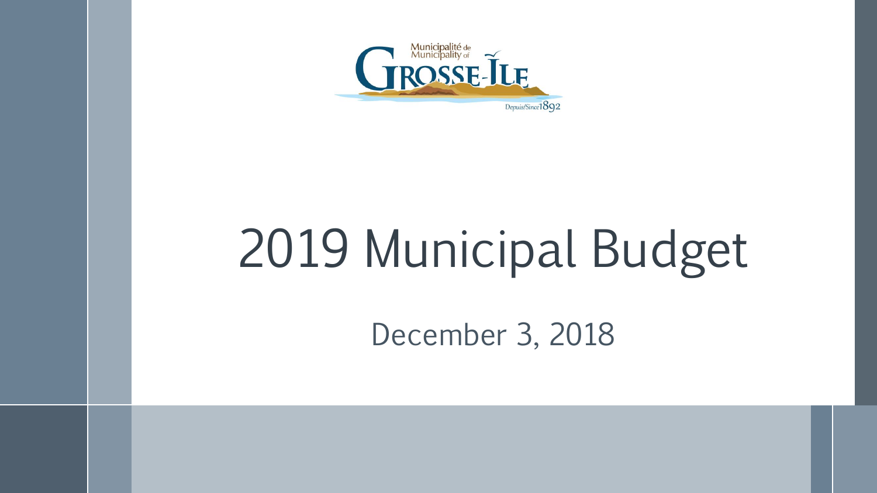Municipalité de
Municipality of
GROSSE-ÎLE
Depuis/Since 1892

# 2019 Municipal Budget

December 3, 2018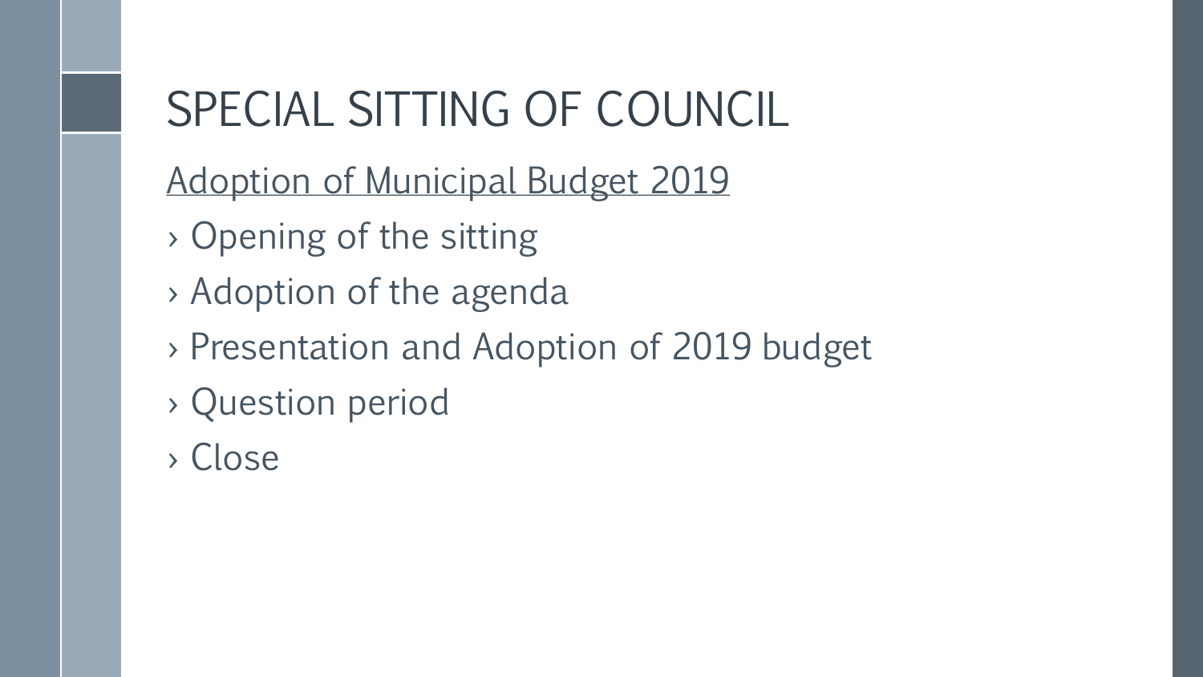# SPECIAL SITTING OF COUNCIL

<u>Adoption of Municipal Budget 2019</u>

- Opening of the sitting
- Adoption of the agenda
- Presentation and Adoption of 2019 budget
- Question period
- Close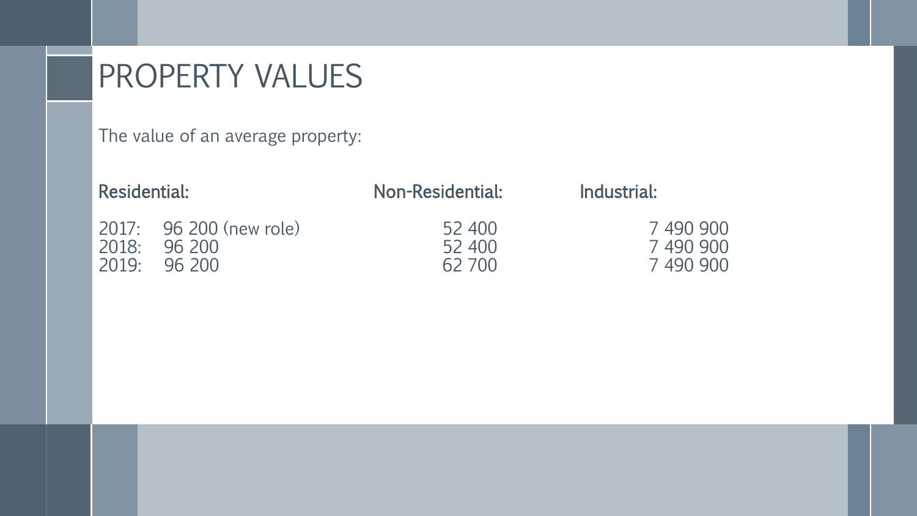# PROPERTY VALUES

The value of an average property:

| | Residential: | Non-Residential: | Industrial: |
|---|---|---|---|
| 2017: | 96 200 (new role) | 52 400 | 7 490 900 |
| 2018: | 96 200 | 52 400 | 7 490 900 |
| 2019: | 96 200 | 62 700 | 7 490 900 |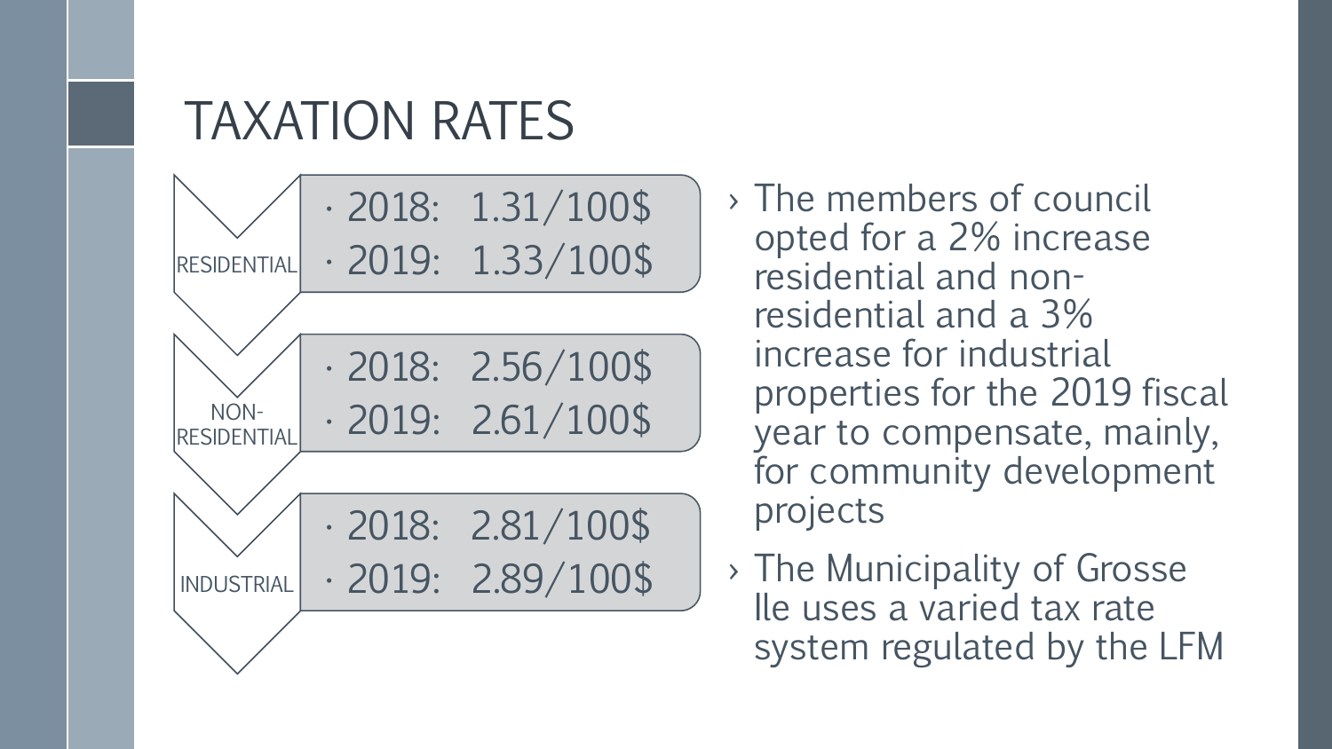# TAXATION RATES

**RESIDENTIAL**
- 2018: 1.31/100$
- 2019: 1.33/100$

**NON-RESIDENTIAL**
- 2018: 2.56/100$
- 2019: 2.61/100$

**INDUSTRIAL**
- 2018: 2.81/100$
- 2019: 2.89/100$

- The members of council opted for a 2% increase residential and non-residential and a 3% increase for industrial properties for the 2019 fiscal year to compensate, mainly, for community development projects
- The Municipality of Grosse Ile uses a varied tax rate system regulated by the LFM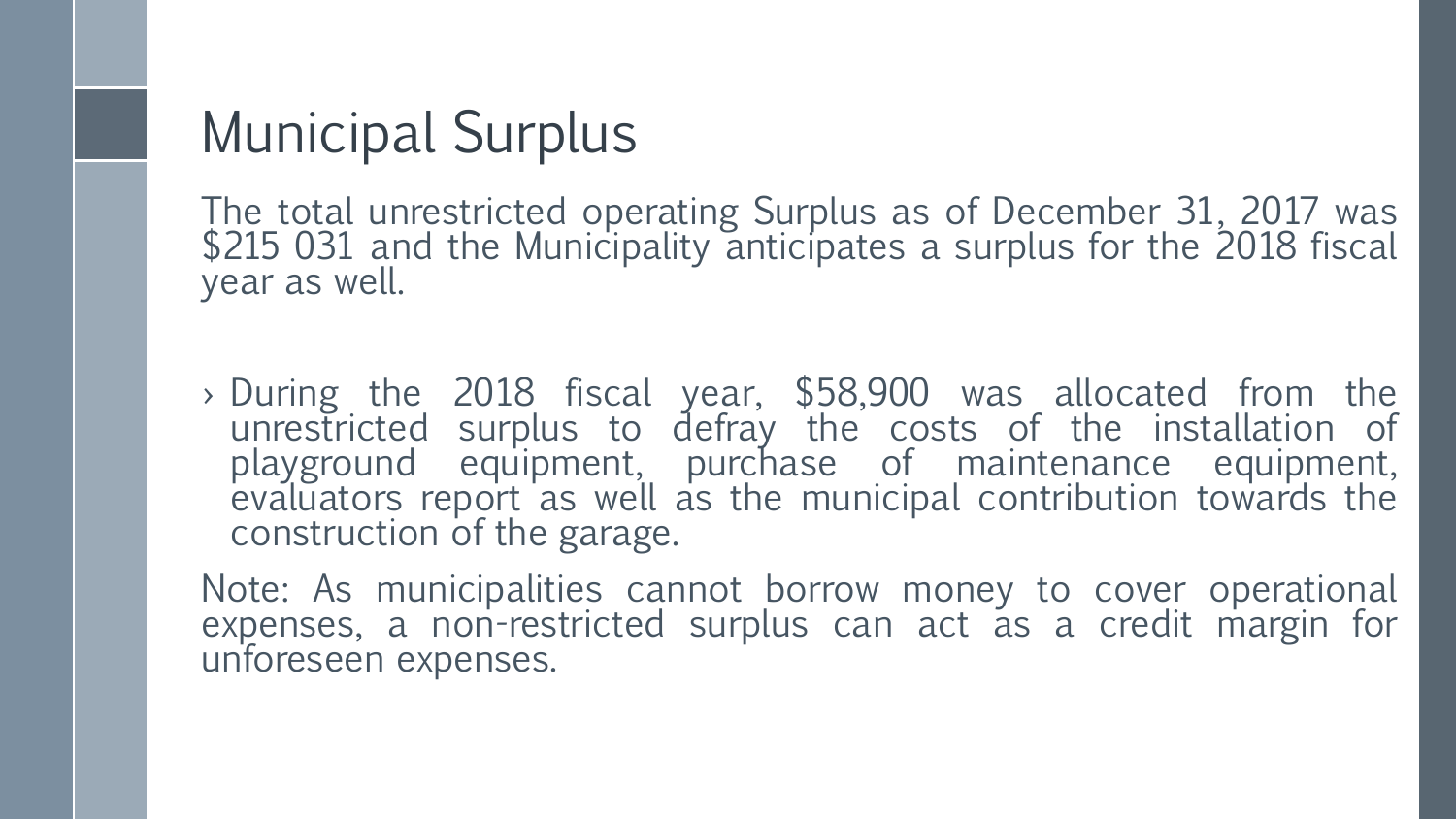# Municipal Surplus

The total unrestricted operating Surplus as of December 31, 2017 was $215 031 and the Municipality anticipates a surplus for the 2018 fiscal year as well.

- During the 2018 fiscal year, $58,900 was allocated from the unrestricted surplus to defray the costs of the installation of playground equipment, purchase of maintenance equipment, evaluators report as well as the municipal contribution towards the construction of the garage.

Note: As municipalities cannot borrow money to cover operational expenses, a non-restricted surplus can act as a credit margin for unforeseen expenses.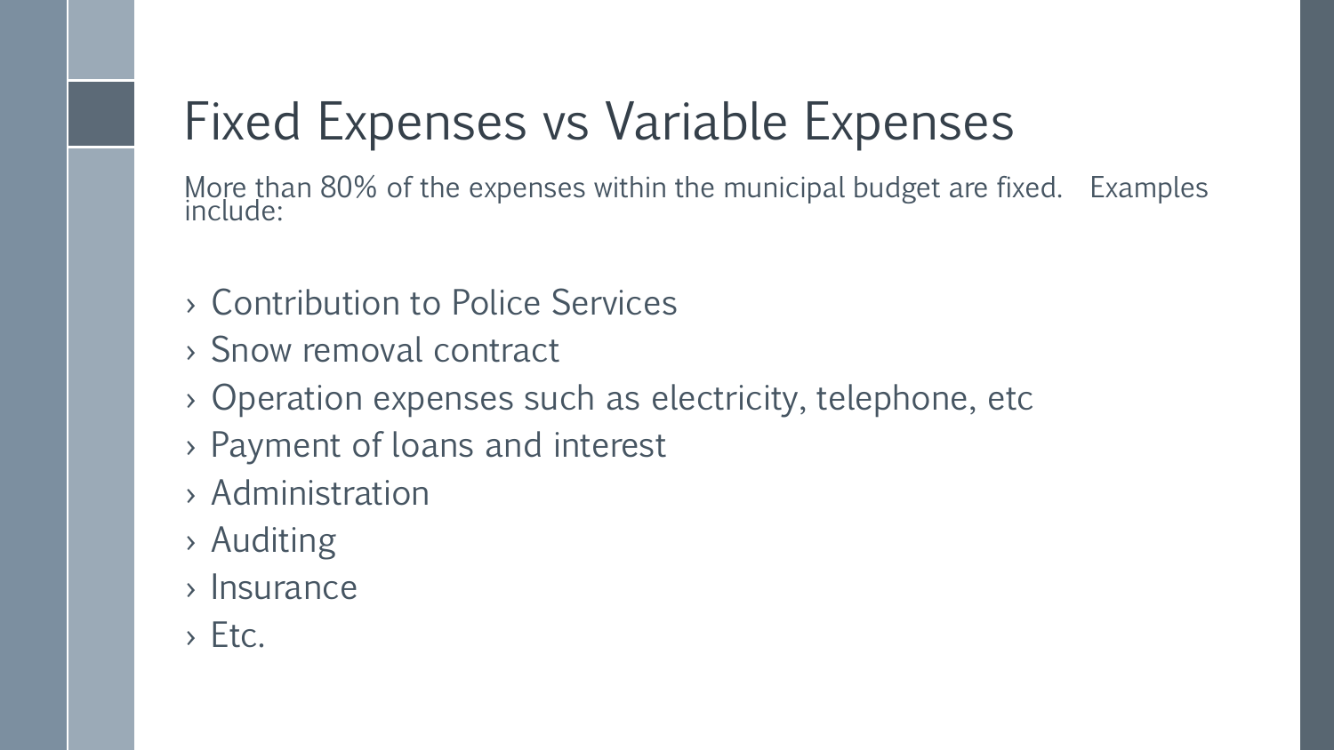# Fixed Expenses vs Variable Expenses

More than 80% of the expenses within the municipal budget are fixed. Examples include:

- Contribution to Police Services
- Snow removal contract
- Operation expenses such as electricity, telephone, etc
- Payment of loans and interest
- Administration
- Auditing
- Insurance
- Etc.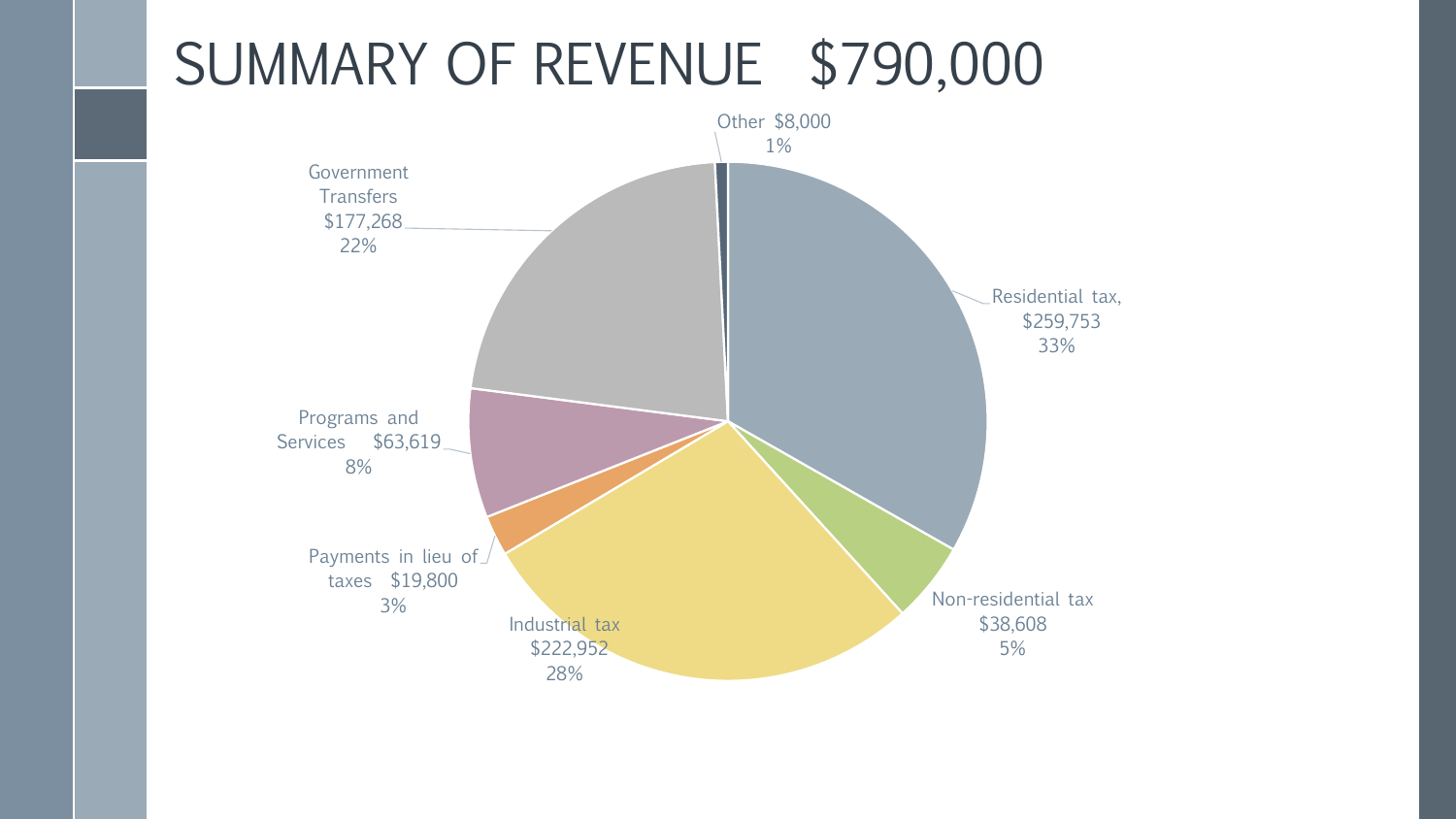# SUMMARY OF REVENUE $790,000

Other $8,000
1%

Residential tax,
$259,753
33%

Non-residential tax
$38,608
5%

Industrial tax
$222,952
28%

Payments in lieu of
taxes $19,800
3%

Programs and
Services $63,619
8%

Government
Transfers
$177,268
22%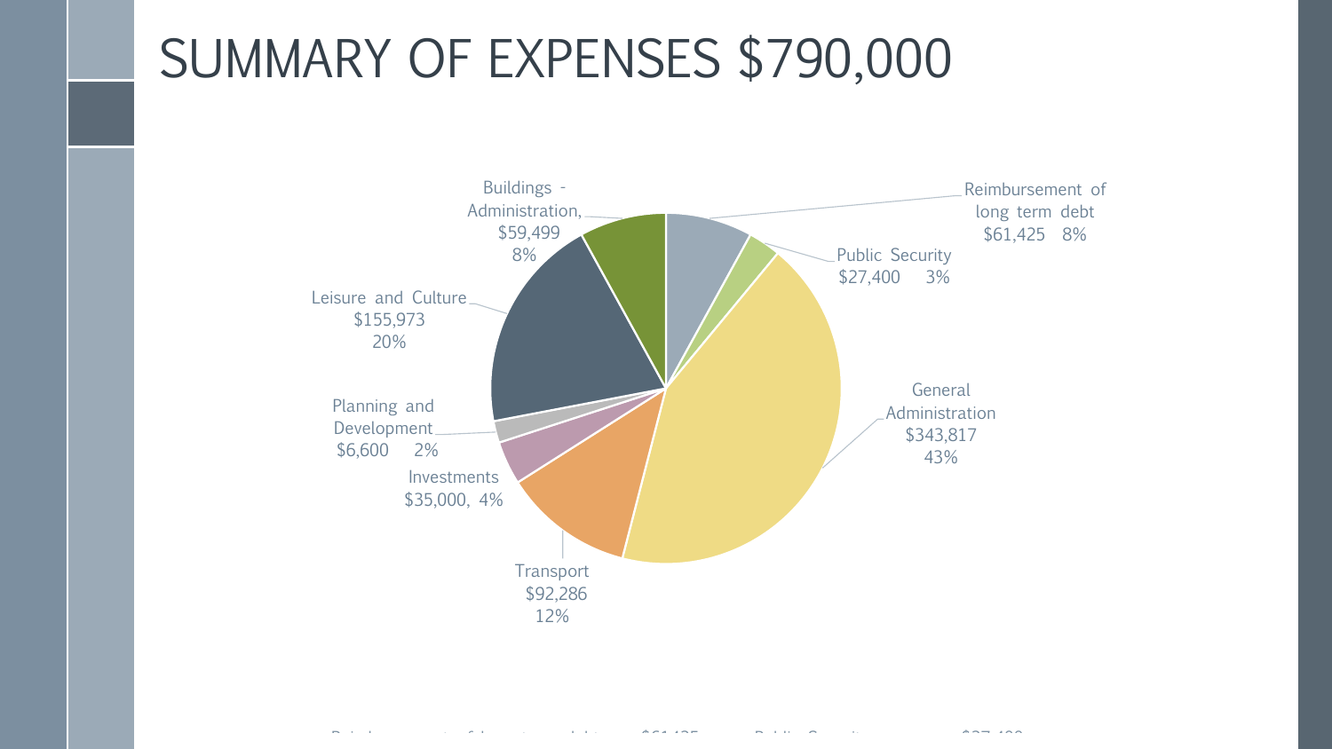# SUMMARY OF EXPENSES $790,000

Reimbursement of long term debt $61,425 8%

Public Security $27,400 3%

General Administration $343,817 43%

Transport $92,286 12%

Investments $35,000, 4%

Planning and Development $6,600 2%

Leisure and Culture $155,973 20%

Buildings - Administration, $59,499 8%